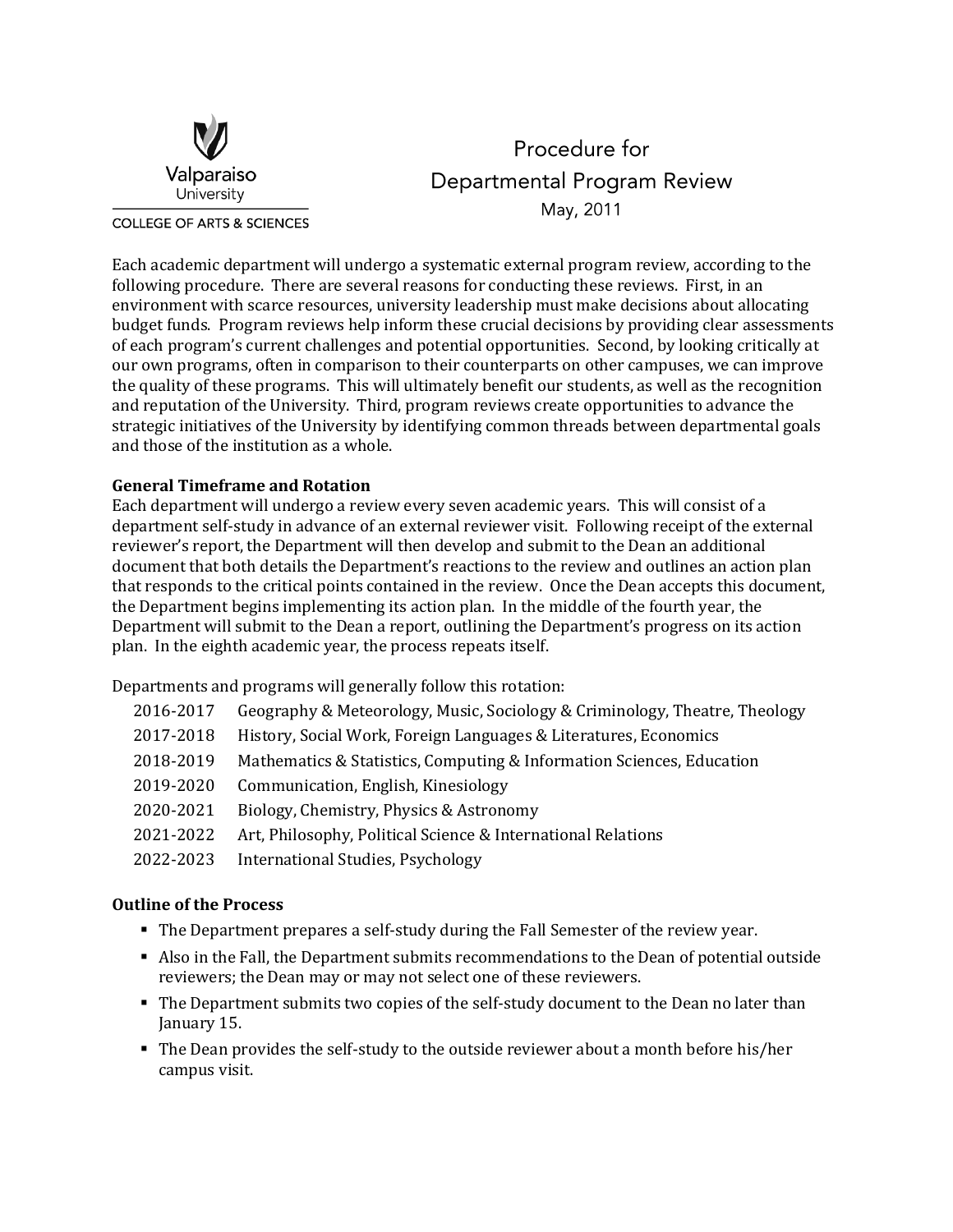Valparaiso University

COLLEGE OF ARTS & SCIENCES

# Procedure for Departmental Program Review

May, 2011

Each academic department will undergo a systematic external program review, according to the following procedure. There are several reasons for conducting these reviews. First, in an environment with scarce resources, university leadership must make decisions about allocating budget funds. Program reviews help inform these crucial decisions by providing clear assessments of each program's current challenges and potential opportunities. Second, by looking critically at our own programs, often in comparison to their counterparts on other campuses, we can improve the quality of these programs. This will ultimately benefit our students, as well as the recognition and reputation of the University. Third, program reviews create opportunities to advance the strategic initiatives of the University by identifying common threads between departmental goals and those of the institution as a whole.

**General Timeframe and Rotation**

Each department will undergo a review every seven academic years. This will consist of a department self-study in advance of an external reviewer visit. Following receipt of the external reviewer's report, the Department will then develop and submit to the Dean an additional document that both details the Department's reactions to the review and outlines an action plan that responds to the critical points contained in the review. Once the Dean accepts this document, the Department begins implementing its action plan. In the middle of the fourth year, the Department will submit to the Dean a report, outlining the Department's progress on its action plan. In the eighth academic year, the process repeats itself.

Departments and programs will generally follow this rotation:

| | |
|---|---|
| 2016-2017 | Geography & Meteorology, Music, Sociology & Criminology, Theatre, Theology |
| 2017-2018 | History, Social Work, Foreign Languages & Literatures, Economics |
| 2018-2019 | Mathematics & Statistics, Computing & Information Sciences, Education |
| 2019-2020 | Communication, English, Kinesiology |
| 2020-2021 | Biology, Chemistry, Physics & Astronomy |
| 2021-2022 | Art, Philosophy, Political Science & International Relations |
| 2022-2023 | International Studies, Psychology |

**Outline of the Process**

- The Department prepares a self-study during the Fall Semester of the review year.
- Also in the Fall, the Department submits recommendations to the Dean of potential outside reviewers; the Dean may or may not select one of these reviewers.
- The Department submits two copies of the self-study document to the Dean no later than January 15.
- The Dean provides the self-study to the outside reviewer about a month before his/her campus visit.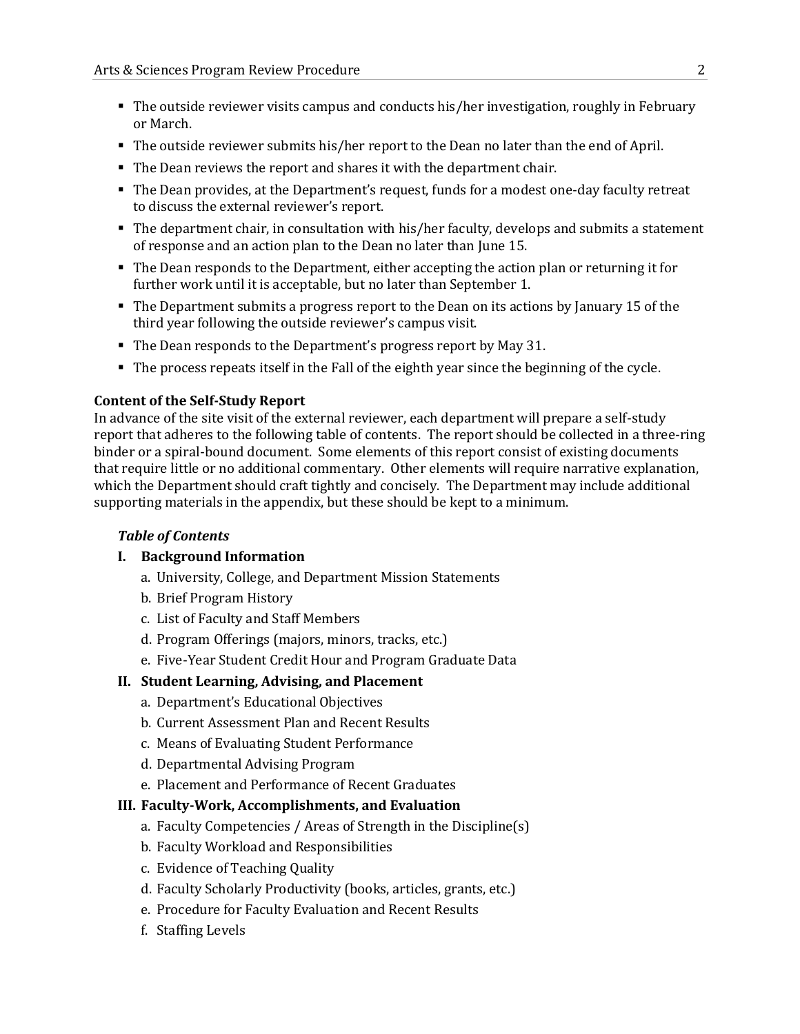- The outside reviewer visits campus and conducts his/her investigation, roughly in February or March.
- The outside reviewer submits his/her report to the Dean no later than the end of April.
- The Dean reviews the report and shares it with the department chair.
- The Dean provides, at the Department's request, funds for a modest one-day faculty retreat to discuss the external reviewer's report.
- The department chair, in consultation with his/her faculty, develops and submits a statement of response and an action plan to the Dean no later than June 15.
- The Dean responds to the Department, either accepting the action plan or returning it for further work until it is acceptable, but no later than September 1.
- The Department submits a progress report to the Dean on its actions by January 15 of the third year following the outside reviewer's campus visit.
- The Dean responds to the Department's progress report by May 31.
- The process repeats itself in the Fall of the eighth year since the beginning of the cycle.

**Content of the Self-Study Report**

In advance of the site visit of the external reviewer, each department will prepare a self-study report that adheres to the following table of contents. The report should be collected in a three-ring binder or a spiral-bound document. Some elements of this report consist of existing documents that require little or no additional commentary. Other elements will require narrative explanation, which the Department should craft tightly and concisely. The Department may include additional supporting materials in the appendix, but these should be kept to a minimum.

***Table of Contents***

**I. Background Information**
   a. University, College, and Department Mission Statements
   b. Brief Program History
   c. List of Faculty and Staff Members
   d. Program Offerings (majors, minors, tracks, etc.)
   e. Five-Year Student Credit Hour and Program Graduate Data

**II. Student Learning, Advising, and Placement**
   a. Department's Educational Objectives
   b. Current Assessment Plan and Recent Results
   c. Means of Evaluating Student Performance
   d. Departmental Advising Program
   e. Placement and Performance of Recent Graduates

**III. Faculty-Work, Accomplishments, and Evaluation**
   a. Faculty Competencies / Areas of Strength in the Discipline(s)
   b. Faculty Workload and Responsibilities
   c. Evidence of Teaching Quality
   d. Faculty Scholarly Productivity (books, articles, grants, etc.)
   e. Procedure for Faculty Evaluation and Recent Results
   f. Staffing Levels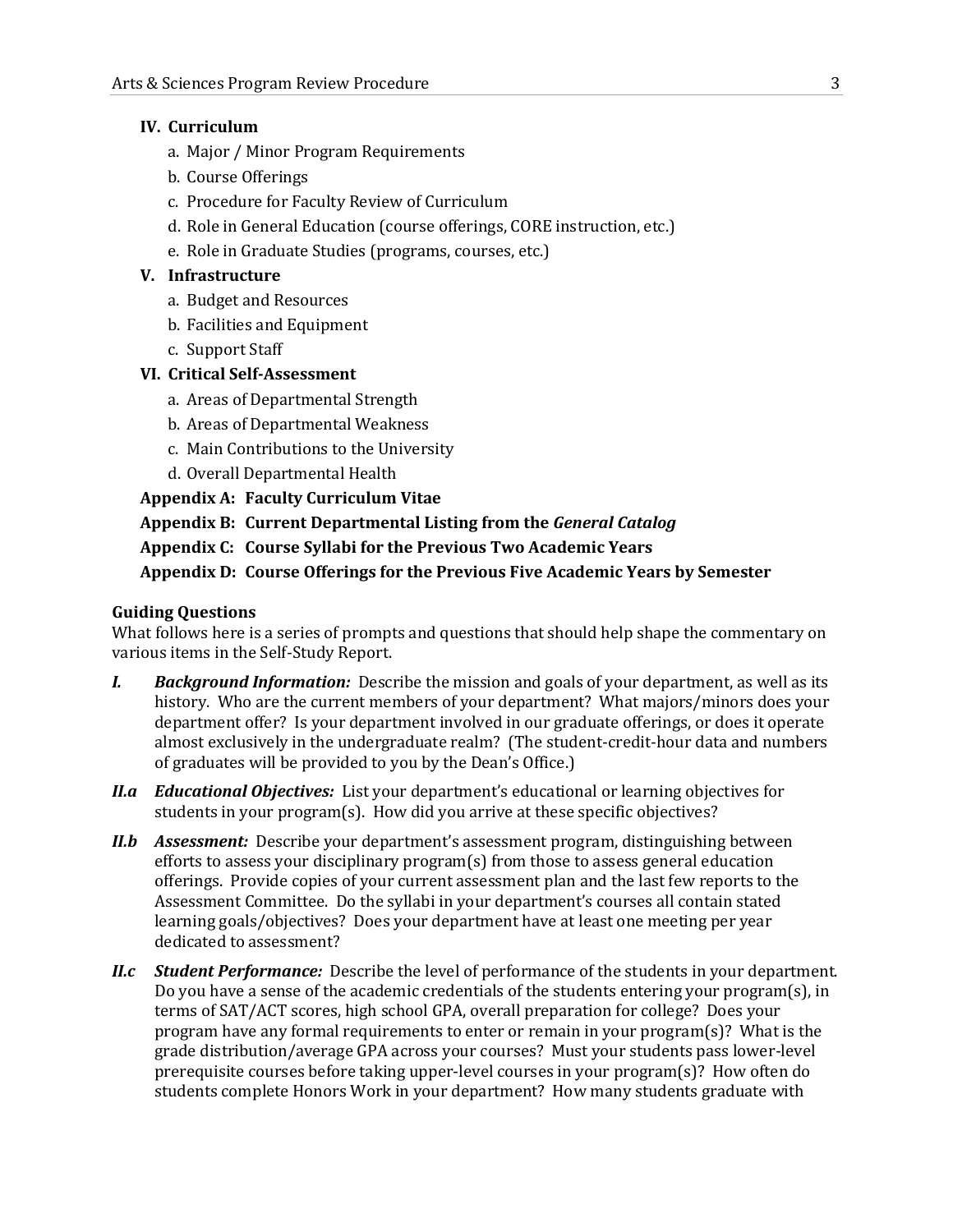**IV. Curriculum**

a. Major / Minor Program Requirements

b. Course Offerings

c. Procedure for Faculty Review of Curriculum

d. Role in General Education (course offerings, CORE instruction, etc.)

e. Role in Graduate Studies (programs, courses, etc.)

**V. Infrastructure**

a. Budget and Resources

b. Facilities and Equipment

c. Support Staff

**VI. Critical Self-Assessment**

a. Areas of Departmental Strength

b. Areas of Departmental Weakness

c. Main Contributions to the University

d. Overall Departmental Health

**Appendix A: Faculty Curriculum Vitae**

**Appendix B: Current Departmental Listing from the *General Catalog***

**Appendix C: Course Syllabi for the Previous Two Academic Years**

**Appendix D: Course Offerings for the Previous Five Academic Years by Semester**

**Guiding Questions**

What follows here is a series of prompts and questions that should help shape the commentary on various items in the Self-Study Report.

***I. Background Information:*** Describe the mission and goals of your department, as well as its history. Who are the current members of your department? What majors/minors does your department offer? Is your department involved in our graduate offerings, or does it operate almost exclusively in the undergraduate realm? (The student-credit-hour data and numbers of graduates will be provided to you by the Dean's Office.)

***II.a Educational Objectives:*** List your department's educational or learning objectives for students in your program(s). How did you arrive at these specific objectives?

***II.b Assessment:*** Describe your department's assessment program, distinguishing between efforts to assess your disciplinary program(s) from those to assess general education offerings. Provide copies of your current assessment plan and the last few reports to the Assessment Committee. Do the syllabi in your department's courses all contain stated learning goals/objectives? Does your department have at least one meeting per year dedicated to assessment?

***II.c Student Performance:*** Describe the level of performance of the students in your department. Do you have a sense of the academic credentials of the students entering your program(s), in terms of SAT/ACT scores, high school GPA, overall preparation for college? Does your program have any formal requirements to enter or remain in your program(s)? What is the grade distribution/average GPA across your courses? Must your students pass lower-level prerequisite courses before taking upper-level courses in your program(s)? How often do students complete Honors Work in your department? How many students graduate with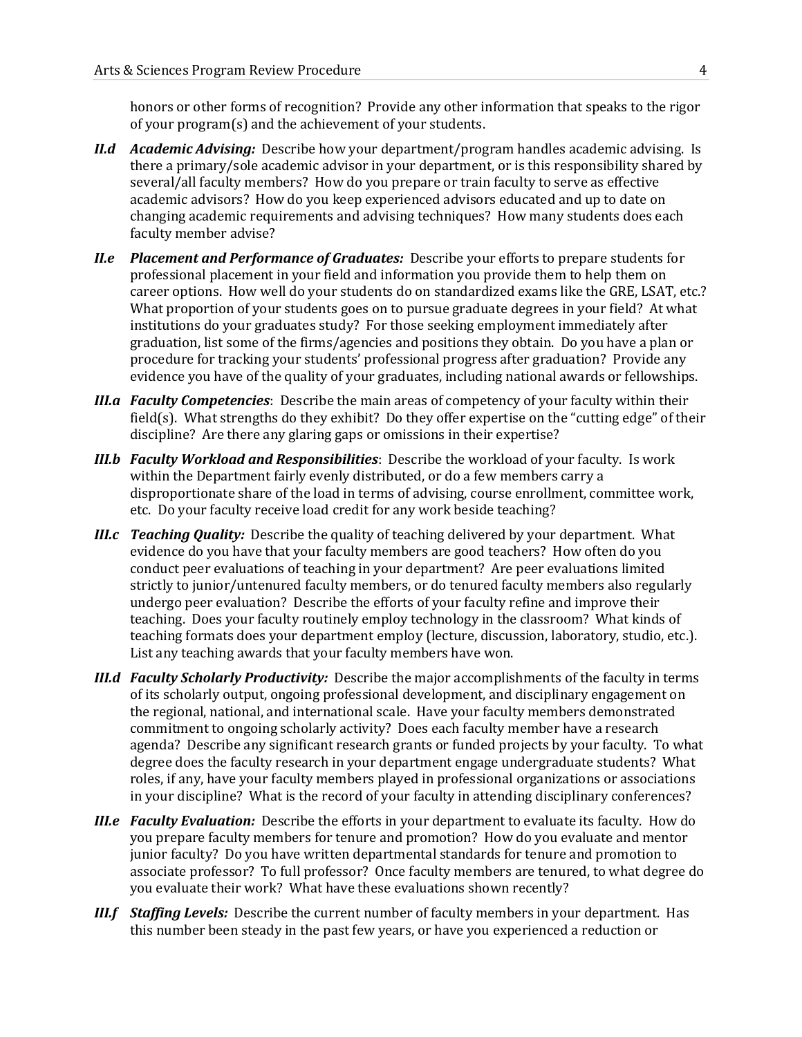honors or other forms of recognition? Provide any other information that speaks to the rigor of your program(s) and the achievement of your students.

***II.d Academic Advising:*** Describe how your department/program handles academic advising. Is there a primary/sole academic advisor in your department, or is this responsibility shared by several/all faculty members? How do you prepare or train faculty to serve as effective academic advisors? How do you keep experienced advisors educated and up to date on changing academic requirements and advising techniques? How many students does each faculty member advise?

***II.e Placement and Performance of Graduates:*** Describe your efforts to prepare students for professional placement in your field and information you provide them to help them on career options. How well do your students do on standardized exams like the GRE, LSAT, etc.? What proportion of your students goes on to pursue graduate degrees in your field? At what institutions do your graduates study? For those seeking employment immediately after graduation, list some of the firms/agencies and positions they obtain. Do you have a plan or procedure for tracking your students' professional progress after graduation? Provide any evidence you have of the quality of your graduates, including national awards or fellowships.

***III.a Faculty Competencies***: Describe the main areas of competency of your faculty within their field(s). What strengths do they exhibit? Do they offer expertise on the "cutting edge" of their discipline? Are there any glaring gaps or omissions in their expertise?

***III.b Faculty Workload and Responsibilities***: Describe the workload of your faculty. Is work within the Department fairly evenly distributed, or do a few members carry a disproportionate share of the load in terms of advising, course enrollment, committee work, etc. Do your faculty receive load credit for any work beside teaching?

***III.c Teaching Quality:*** Describe the quality of teaching delivered by your department. What evidence do you have that your faculty members are good teachers? How often do you conduct peer evaluations of teaching in your department? Are peer evaluations limited strictly to junior/untenured faculty members, or do tenured faculty members also regularly undergo peer evaluation? Describe the efforts of your faculty refine and improve their teaching. Does your faculty routinely employ technology in the classroom? What kinds of teaching formats does your department employ (lecture, discussion, laboratory, studio, etc.). List any teaching awards that your faculty members have won.

***III.d Faculty Scholarly Productivity:*** Describe the major accomplishments of the faculty in terms of its scholarly output, ongoing professional development, and disciplinary engagement on the regional, national, and international scale. Have your faculty members demonstrated commitment to ongoing scholarly activity? Does each faculty member have a research agenda? Describe any significant research grants or funded projects by your faculty. To what degree does the faculty research in your department engage undergraduate students? What roles, if any, have your faculty members played in professional organizations or associations in your discipline? What is the record of your faculty in attending disciplinary conferences?

***III.e Faculty Evaluation:*** Describe the efforts in your department to evaluate its faculty. How do you prepare faculty members for tenure and promotion? How do you evaluate and mentor junior faculty? Do you have written departmental standards for tenure and promotion to associate professor? To full professor? Once faculty members are tenured, to what degree do you evaluate their work? What have these evaluations shown recently?

***III.f Staffing Levels:*** Describe the current number of faculty members in your department. Has this number been steady in the past few years, or have you experienced a reduction or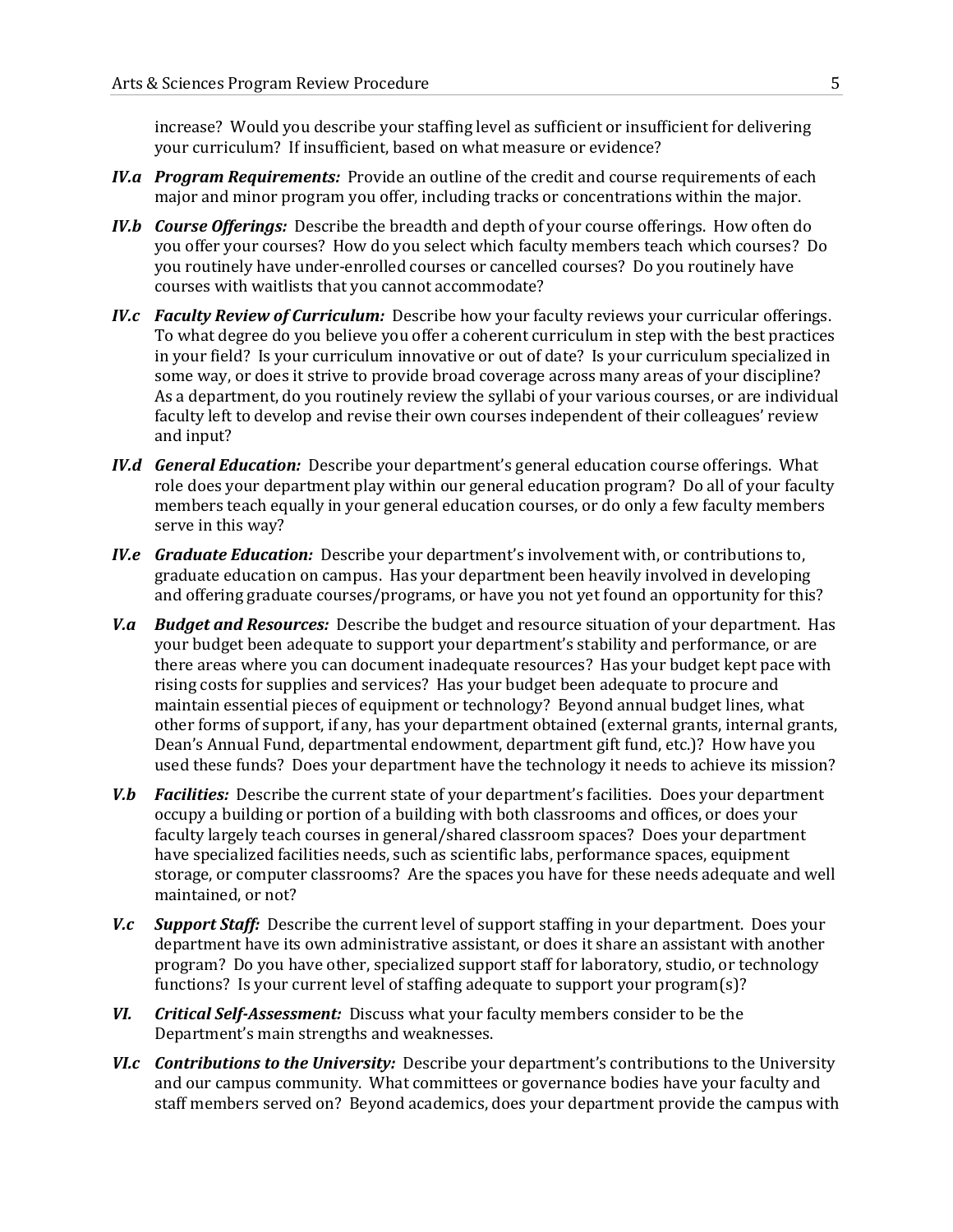increase? Would you describe your staffing level as sufficient or insufficient for delivering your curriculum? If insufficient, based on what measure or evidence?

***IV.a Program Requirements:*** Provide an outline of the credit and course requirements of each major and minor program you offer, including tracks or concentrations within the major.

***IV.b Course Offerings:*** Describe the breadth and depth of your course offerings. How often do you offer your courses? How do you select which faculty members teach which courses? Do you routinely have under-enrolled courses or cancelled courses? Do you routinely have courses with waitlists that you cannot accommodate?

***IV.c Faculty Review of Curriculum:*** Describe how your faculty reviews your curricular offerings. To what degree do you believe you offer a coherent curriculum in step with the best practices in your field? Is your curriculum innovative or out of date? Is your curriculum specialized in some way, or does it strive to provide broad coverage across many areas of your discipline? As a department, do you routinely review the syllabi of your various courses, or are individual faculty left to develop and revise their own courses independent of their colleagues' review and input?

***IV.d General Education:*** Describe your department's general education course offerings. What role does your department play within our general education program? Do all of your faculty members teach equally in your general education courses, or do only a few faculty members serve in this way?

***IV.e Graduate Education:*** Describe your department's involvement with, or contributions to, graduate education on campus. Has your department been heavily involved in developing and offering graduate courses/programs, or have you not yet found an opportunity for this?

***V.a Budget and Resources:*** Describe the budget and resource situation of your department. Has your budget been adequate to support your department's stability and performance, or are there areas where you can document inadequate resources? Has your budget kept pace with rising costs for supplies and services? Has your budget been adequate to procure and maintain essential pieces of equipment or technology? Beyond annual budget lines, what other forms of support, if any, has your department obtained (external grants, internal grants, Dean's Annual Fund, departmental endowment, department gift fund, etc.)? How have you used these funds? Does your department have the technology it needs to achieve its mission?

***V.b Facilities:*** Describe the current state of your department's facilities. Does your department occupy a building or portion of a building with both classrooms and offices, or does your faculty largely teach courses in general/shared classroom spaces? Does your department have specialized facilities needs, such as scientific labs, performance spaces, equipment storage, or computer classrooms? Are the spaces you have for these needs adequate and well maintained, or not?

***V.c Support Staff:*** Describe the current level of support staffing in your department. Does your department have its own administrative assistant, or does it share an assistant with another program? Do you have other, specialized support staff for laboratory, studio, or technology functions? Is your current level of staffing adequate to support your program(s)?

***VI. Critical Self-Assessment:*** Discuss what your faculty members consider to be the Department's main strengths and weaknesses.

***VI.c Contributions to the University:*** Describe your department's contributions to the University and our campus community. What committees or governance bodies have your faculty and staff members served on? Beyond academics, does your department provide the campus with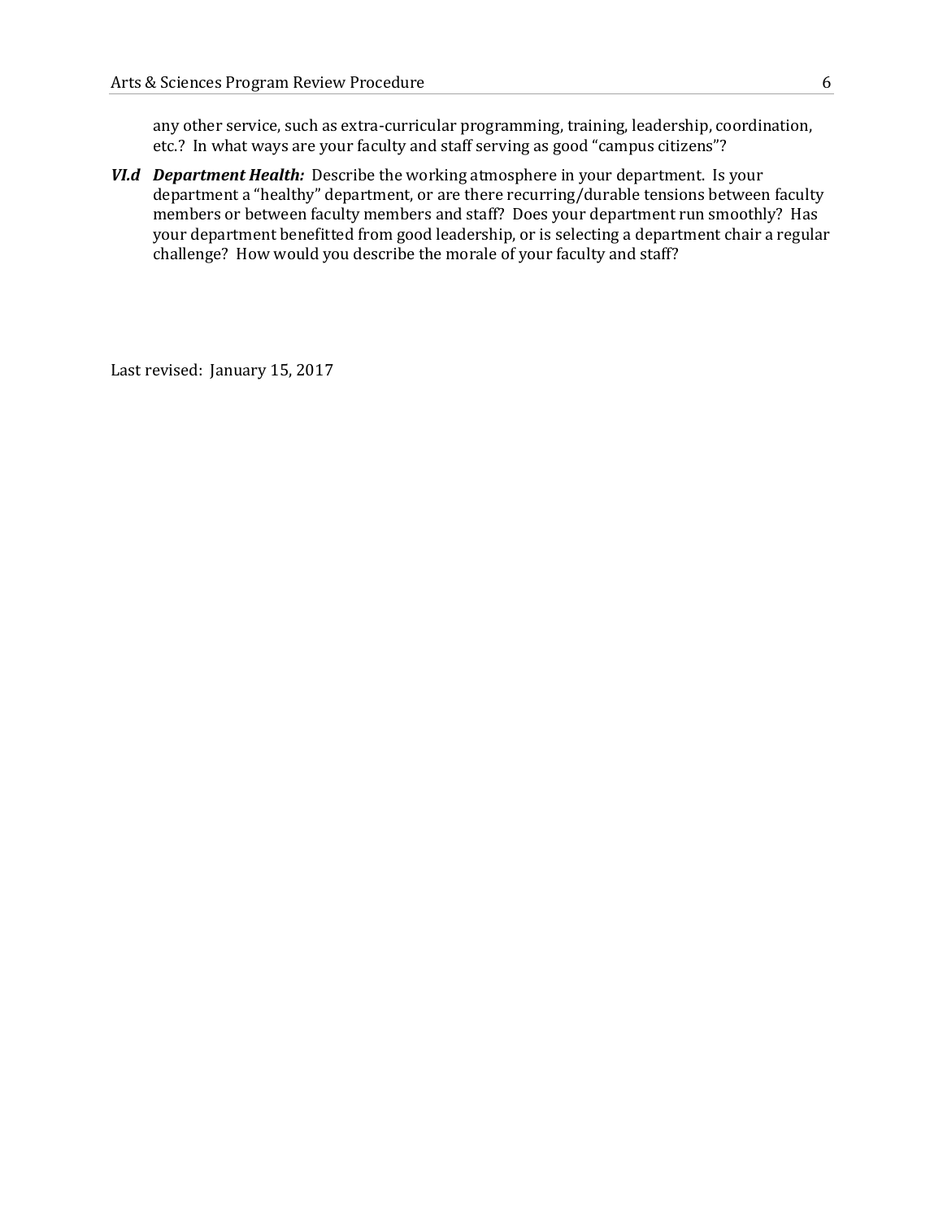any other service, such as extra-curricular programming, training, leadership, coordination, etc.? In what ways are your faculty and staff serving as good "campus citizens"?

***VI.d Department Health:*** Describe the working atmosphere in your department. Is your department a "healthy" department, or are there recurring/durable tensions between faculty members or between faculty members and staff? Does your department run smoothly? Has your department benefitted from good leadership, or is selecting a department chair a regular challenge? How would you describe the morale of your faculty and staff?

Last revised: January 15, 2017